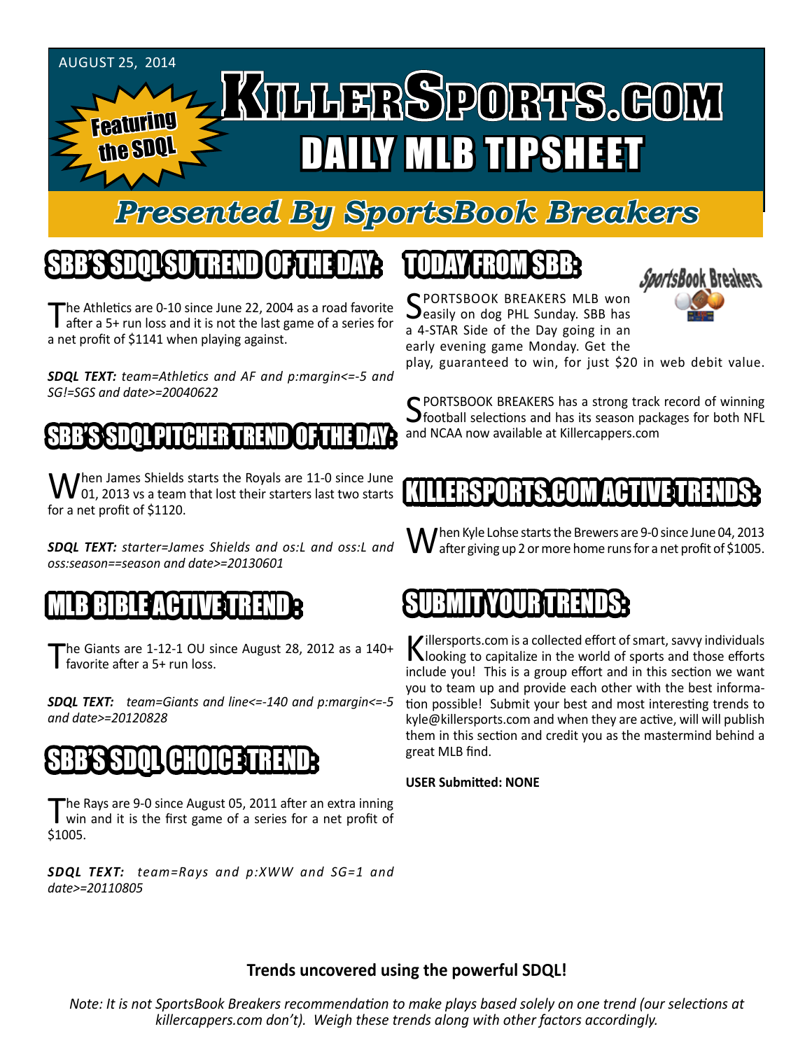AUGUST 25, 2014

Featuring the SDQL

# KillerSports.com
# DAILY MLB TIPSHEET

## Presented By SportsBook Breakers

## SBB'S SDQL SU TREND OF THE DAY:

The Athletics are 0-10 since June 22, 2004 as a road favorite after a 5+ run loss and it is not the last game of a series for a net profit of $1141 when playing against.

***SDQL TEXT:*** *team=Athletics and AF and p:margin<=-5 and SG!=SGS and date>=20040622*

## SBB'S SDQL PITCHER TREND OF THE DAY:

When James Shields starts the Royals are 11-0 since June 01, 2013 vs a team that lost their starters last two starts for a net profit of $1120.

***SDQL TEXT:*** *starter=James Shields and os:L and oss:L and oss:season==season and date>=20130601*

## MLB BIBLE ACTIVE TREND :

The Giants are 1-12-1 OU since August 28, 2012 as a 140+ favorite after a 5+ run loss.

***SDQL TEXT:*** *team=Giants and line<=-140 and p:margin<=-5 and date>=20120828*

## SBB'S SDQL CHOICE TREND:

The Rays are 9-0 since August 05, 2011 after an extra inning win and it is the first game of a series for a net profit of $1005.

***SDQL TEXT:*** *team=Rays and p:XWW and SG=1 and date>=20110805*

## TODAY FROM SBB:

SPORTSBOOK BREAKERS MLB won easily on dog PHL Sunday. SBB has a 4-STAR Side of the Day going in an early evening game Monday. Get the play, guaranteed to win, for just $20 in web debit value.

SPORTSBOOK BREAKERS has a strong track record of winning football selections and has its season packages for both NFL and NCAA now available at Killercappers.com

## KILLERSPORTS.COM ACTIVE TRENDS:

When Kyle Lohse starts the Brewers are 9-0 since June 04, 2013 after giving up 2 or more home runs for a net profit of $1005.

## SUBMIT YOUR TRENDS:

Killersports.com is a collected effort of smart, savvy individuals looking to capitalize in the world of sports and those efforts include you! This is a group effort and in this section we want you to team up and provide each other with the best information possible! Submit your best and most interesting trends to kyle@killersports.com and when they are active, will will publish them in this section and credit you as the mastermind behind a great MLB find.

**USER Submitted: NONE**

**Trends uncovered using the powerful SDQL!**

*Note: It is not SportsBook Breakers recommendation to make plays based solely on one trend (our selections at killercappers.com don't). Weigh these trends along with other factors accordingly.*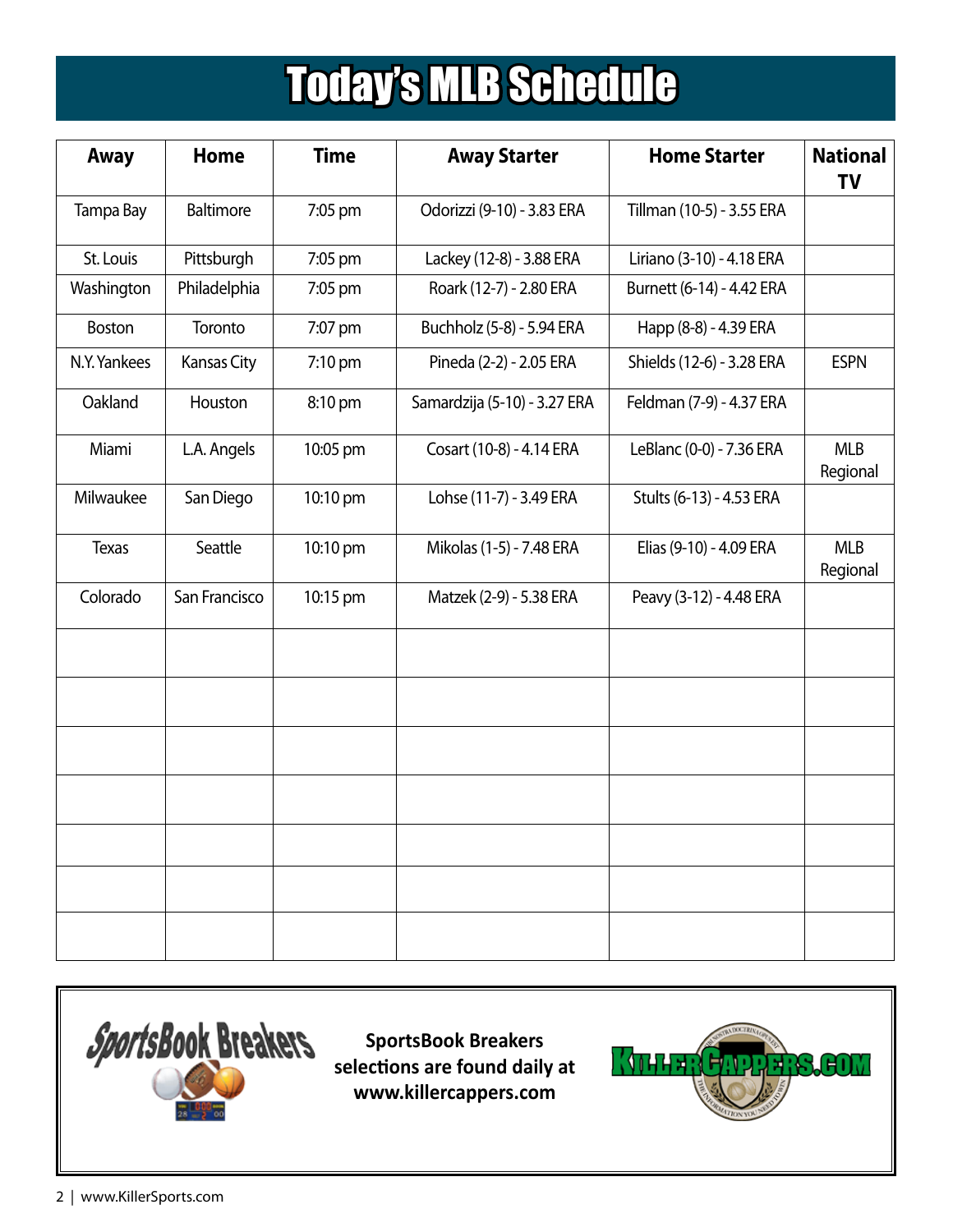# Today's MLB Schedule

| Away | Home | Time | Away Starter | Home Starter | National TV |
|---|---|---|---|---|---|
| Tampa Bay | Baltimore | 7:05 pm | Odorizzi (9-10) - 3.83 ERA | Tillman (10-5) - 3.55 ERA | |
| St. Louis | Pittsburgh | 7:05 pm | Lackey (12-8) - 3.88 ERA | Liriano (3-10) - 4.18 ERA | |
| Washington | Philadelphia | 7:05 pm | Roark (12-7) - 2.80 ERA | Burnett (6-14) - 4.42 ERA | |
| Boston | Toronto | 7:07 pm | Buchholz (5-8) - 5.94 ERA | Happ (8-8) - 4.39 ERA | |
| N.Y. Yankees | Kansas City | 7:10 pm | Pineda (2-2) - 2.05 ERA | Shields (12-6) - 3.28 ERA | ESPN |
| Oakland | Houston | 8:10 pm | Samardzija (5-10) - 3.27 ERA | Feldman (7-9) - 4.37 ERA | |
| Miami | L.A. Angels | 10:05 pm | Cosart (10-8) - 4.14 ERA | LeBlanc (0-0) - 7.36 ERA | MLB Regional |
| Milwaukee | San Diego | 10:10 pm | Lohse (11-7) - 3.49 ERA | Stults (6-13) - 4.53 ERA | |
| Texas | Seattle | 10:10 pm | Mikolas (1-5) - 7.48 ERA | Elias (9-10) - 4.09 ERA | MLB Regional |
| Colorado | San Francisco | 10:15 pm | Matzek (2-9) - 5.38 ERA | Peavy (3-12) - 4.48 ERA | |
| | | | | | |
| | | | | | |
| | | | | | |
| | | | | | |
| | | | | | |
| | | | | | |
| | | | | | |

SportsBook Breakers

**SportsBook Breakers selections are found daily at www.killercappers.com**

KILLERCAPPERS.COM